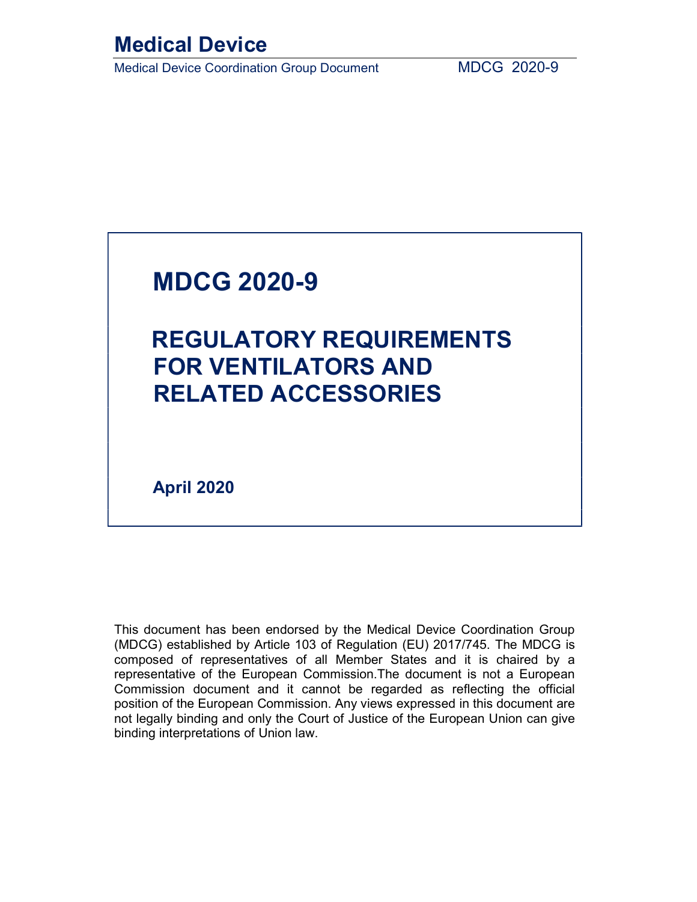# MDCG 2020-9

## REGULATORY REQUIREMENTS FOR VENTILATORS AND RELATED ACCESSORIES

**April 2020**

This document has been endorsed by the Medical Device Coordination Group (MDCG) established by Article 103 of Regulation (EU) 2017/745. The MDCG is composed of representatives of all Member States and it is chaired by a representative of the European Commission.The document is not a European Commission document and it cannot be regarded as reflecting the official position of the European Commission. Any views expressed in this document are not legally binding and only the Court of Justice of the European Union can give binding interpretations of Union law.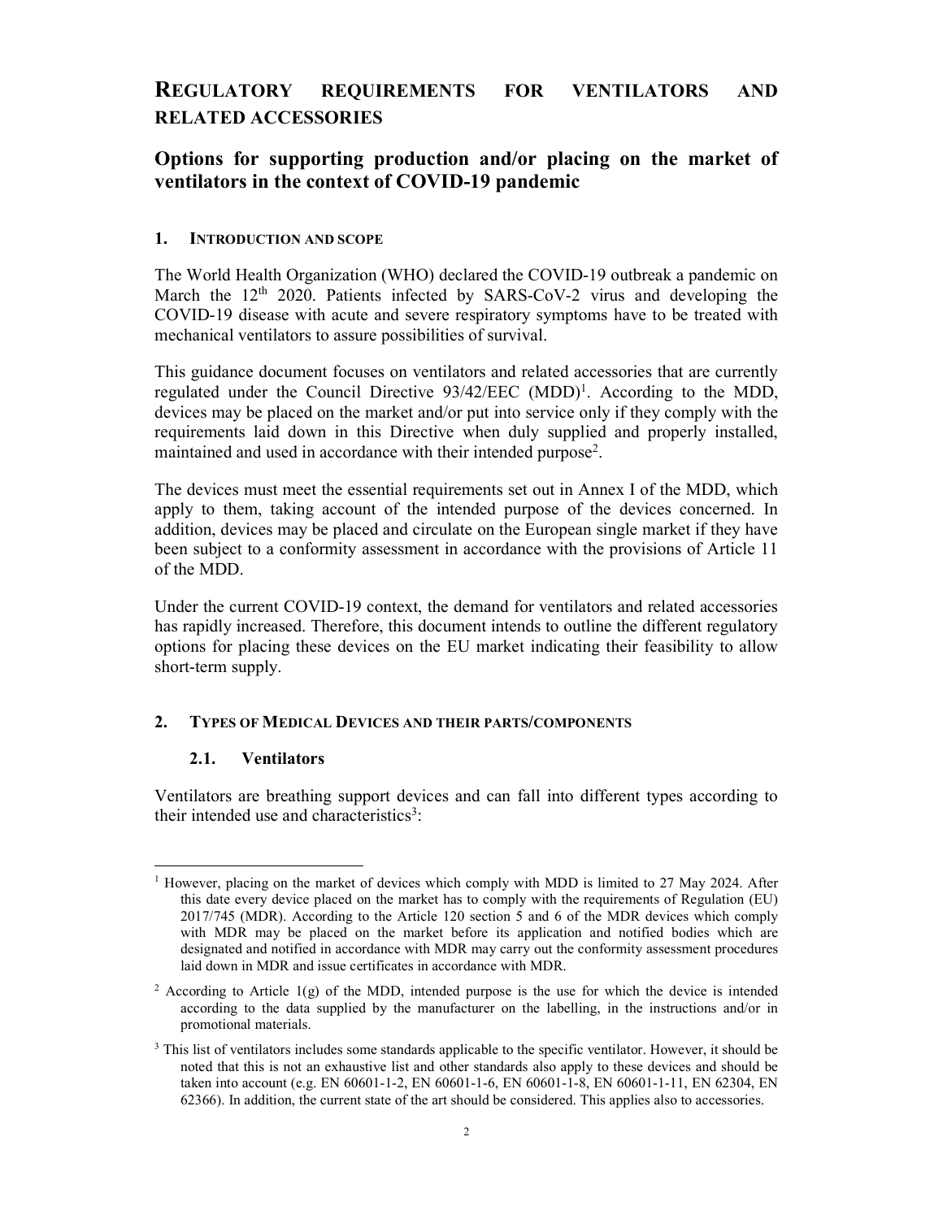# REGULATORY REQUIREMENTS FOR VENTILATORS AND RELATED ACCESSORIES

## Options for supporting production and/or placing on the market of ventilators in the context of COVID-19 pandemic

### 1. INTRODUCTION AND SCOPE

The World Health Organization (WHO) declared the COVID-19 outbreak a pandemic on March the 12th 2020. Patients infected by SARS-CoV-2 virus and developing the COVID-19 disease with acute and severe respiratory symptoms have to be treated with mechanical ventilators to assure possibilities of survival.

This guidance document focuses on ventilators and related accessories that are currently regulated under the Council Directive 93/42/EEC (MDD)[1]. According to the MDD, devices may be placed on the market and/or put into service only if they comply with the requirements laid down in this Directive when duly supplied and properly installed, maintained and used in accordance with their intended purpose[2].

The devices must meet the essential requirements set out in Annex I of the MDD, which apply to them, taking account of the intended purpose of the devices concerned. In addition, devices may be placed and circulate on the European single market if they have been subject to a conformity assessment in accordance with the provisions of Article 11 of the MDD.

Under the current COVID-19 context, the demand for ventilators and related accessories has rapidly increased. Therefore, this document intends to outline the different regulatory options for placing these devices on the EU market indicating their feasibility to allow short-term supply.

### 2. TYPES OF MEDICAL DEVICES AND THEIR PARTS/COMPONENTS

#### 2.1. Ventilators

Ventilators are breathing support devices and can fall into different types according to their intended use and characteristics[3]:

---

[1] However, placing on the market of devices which comply with MDD is limited to 27 May 2024. After this date every device placed on the market has to comply with the requirements of Regulation (EU) 2017/745 (MDR). According to the Article 120 section 5 and 6 of the MDR devices which comply with MDR may be placed on the market before its application and notified bodies which are designated and notified in accordance with MDR may carry out the conformity assessment procedures laid down in MDR and issue certificates in accordance with MDR.

[2] According to Article 1(g) of the MDD, intended purpose is the use for which the device is intended according to the data supplied by the manufacturer on the labelling, in the instructions and/or in promotional materials.

[3] This list of ventilators includes some standards applicable to the specific ventilator. However, it should be noted that this is not an exhaustive list and other standards also apply to these devices and should be taken into account (e.g. EN 60601-1-2, EN 60601-1-6, EN 60601-1-8, EN 60601-1-11, EN 62304, EN 62366). In addition, the current state of the art should be considered. This applies also to accessories.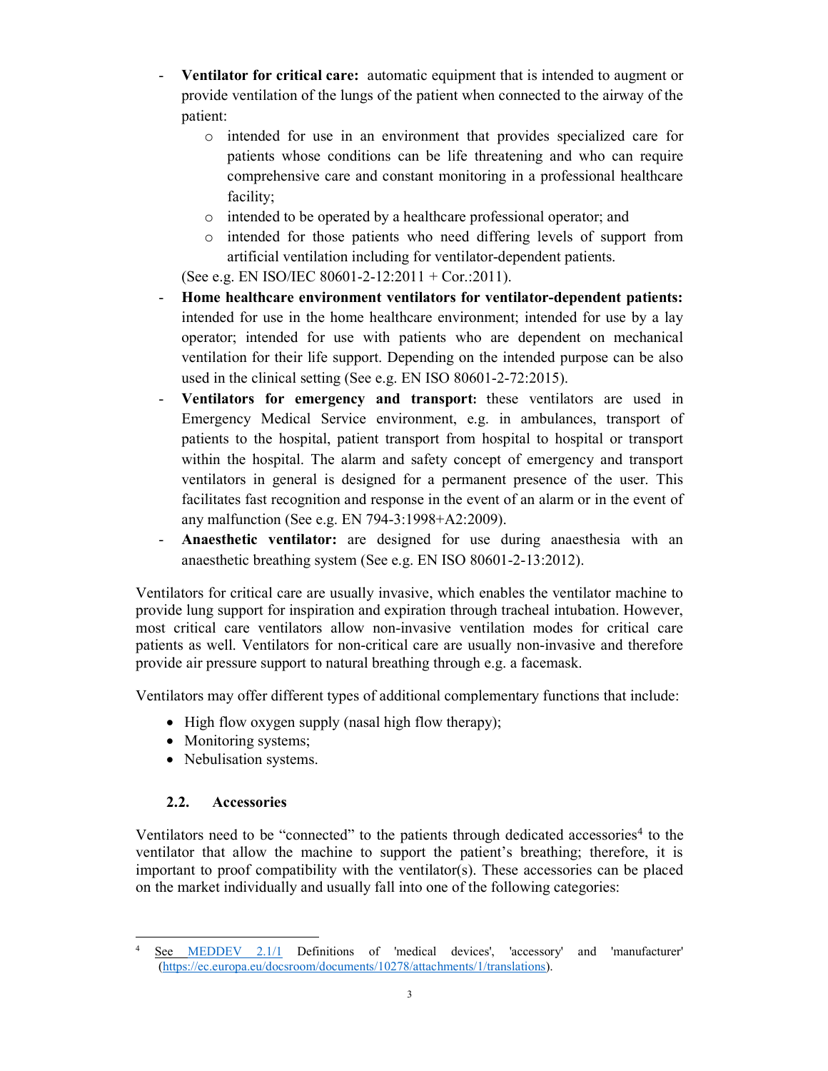- **Ventilator for critical care:** automatic equipment that is intended to augment or provide ventilation of the lungs of the patient when connected to the airway of the patient:
  - intended for use in an environment that provides specialized care for patients whose conditions can be life threatening and who can require comprehensive care and constant monitoring in a professional healthcare facility;
  - intended to be operated by a healthcare professional operator; and
  - intended for those patients who need differing levels of support from artificial ventilation including for ventilator-dependent patients.

  (See e.g. EN ISO/IEC 80601-2-12:2011 + Cor.:2011).
- **Home healthcare environment ventilators for ventilator-dependent patients:** intended for use in the home healthcare environment; intended for use by a lay operator; intended for use with patients who are dependent on mechanical ventilation for their life support. Depending on the intended purpose can be also used in the clinical setting (See e.g. EN ISO 80601-2-72:2015).
- **Ventilators for emergency and transport:** these ventilators are used in Emergency Medical Service environment, e.g. in ambulances, transport of patients to the hospital, patient transport from hospital to hospital or transport within the hospital. The alarm and safety concept of emergency and transport ventilators in general is designed for a permanent presence of the user. This facilitates fast recognition and response in the event of an alarm or in the event of any malfunction (See e.g. EN 794-3:1998+A2:2009).
- **Anaesthetic ventilator:** are designed for use during anaesthesia with an anaesthetic breathing system (See e.g. EN ISO 80601-2-13:2012).

Ventilators for critical care are usually invasive, which enables the ventilator machine to provide lung support for inspiration and expiration through tracheal intubation. However, most critical care ventilators allow non-invasive ventilation modes for critical care patients as well. Ventilators for non-critical care are usually non-invasive and therefore provide air pressure support to natural breathing through e.g. a facemask.

Ventilators may offer different types of additional complementary functions that include:

- High flow oxygen supply (nasal high flow therapy);
- Monitoring systems;
- Nebulisation systems.

### 2.2. Accessories

Ventilators need to be "connected" to the patients through dedicated accessories[4] to the ventilator that allow the machine to support the patient's breathing; therefore, it is important to proof compatibility with the ventilator(s). These accessories can be placed on the market individually and usually fall into one of the following categories:

[4] See MEDDEV 2.1/1 Definitions of 'medical devices', 'accessory' and 'manufacturer' (https://ec.europa.eu/docsroom/documents/10278/attachments/1/translations).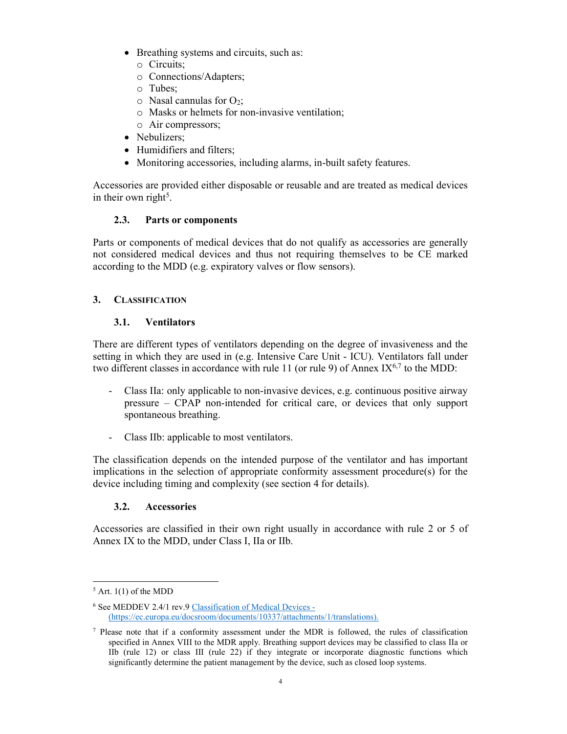- Breathing systems and circuits, such as:
  - Circuits;
  - Connections/Adapters;
  - Tubes;
  - Nasal cannulas for $O_2$;
  - Masks or helmets for non-invasive ventilation;
  - Air compressors;
- Nebulizers;
- Humidifiers and filters;
- Monitoring accessories, including alarms, in-built safety features.

Accessories are provided either disposable or reusable and are treated as medical devices in their own right[5].

### 2.3. Parts or components

Parts or components of medical devices that do not qualify as accessories are generally not considered medical devices and thus not requiring themselves to be CE marked according to the MDD (e.g. expiratory valves or flow sensors).

## 3. Classification

### 3.1. Ventilators

There are different types of ventilators depending on the degree of invasiveness and the setting in which they are used in (e.g. Intensive Care Unit - ICU). Ventilators fall under two different classes in accordance with rule 11 (or rule 9) of Annex IX[6,7] to the MDD:

- Class IIa: only applicable to non-invasive devices, e.g. continuous positive airway pressure – CPAP non-intended for critical care, or devices that only support spontaneous breathing.
- Class IIb: applicable to most ventilators.

The classification depends on the intended purpose of the ventilator and has important implications in the selection of appropriate conformity assessment procedure(s) for the device including timing and complexity (see section 4 for details).

### 3.2. Accessories

Accessories are classified in their own right usually in accordance with rule 2 or 5 of Annex IX to the MDD, under Class I, IIa or IIb.

---

[5] Art. 1(1) of the MDD

[6] See MEDDEV 2.4/1 rev.9 Classification of Medical Devices - (https://ec.europa.eu/docsroom/documents/10337/attachments/1/translations).

[7] Please note that if a conformity assessment under the MDR is followed, the rules of classification specified in Annex VIII to the MDR apply. Breathing support devices may be classified to class IIa or IIb (rule 12) or class III (rule 22) if they integrate or incorporate diagnostic functions which significantly determine the patient management by the device, such as closed loop systems.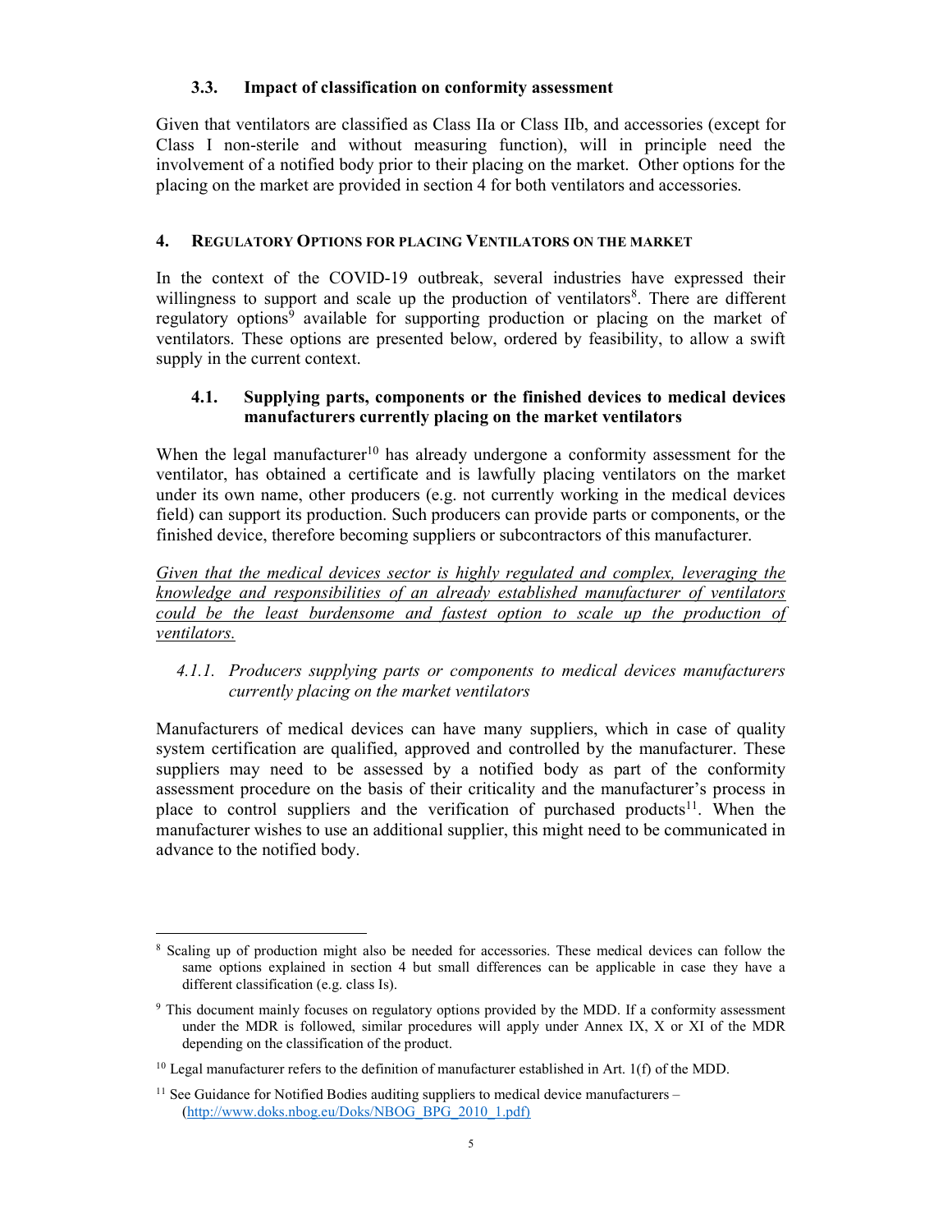### 3.3. Impact of classification on conformity assessment

Given that ventilators are classified as Class IIa or Class IIb, and accessories (except for Class I non-sterile and without measuring function), will in principle need the involvement of a notified body prior to their placing on the market. Other options for the placing on the market are provided in section 4 for both ventilators and accessories.

## 4. Regulatory Options for placing Ventilators on the market

In the context of the COVID-19 outbreak, several industries have expressed their willingness to support and scale up the production of ventilators[8]. There are different regulatory options[9] available for supporting production or placing on the market of ventilators. These options are presented below, ordered by feasibility, to allow a swift supply in the current context.

### 4.1. Supplying parts, components or the finished devices to medical devices manufacturers currently placing on the market ventilators

When the legal manufacturer[10] has already undergone a conformity assessment for the ventilator, has obtained a certificate and is lawfully placing ventilators on the market under its own name, other producers (e.g. not currently working in the medical devices field) can support its production. Such producers can provide parts or components, or the finished device, therefore becoming suppliers or subcontractors of this manufacturer.

<u>*Given that the medical devices sector is highly regulated and complex, leveraging the knowledge and responsibilities of an already established manufacturer of ventilators could be the least burdensome and fastest option to scale up the production of ventilators.*</u>

#### *4.1.1. Producers supplying parts or components to medical devices manufacturers currently placing on the market ventilators*

Manufacturers of medical devices can have many suppliers, which in case of quality system certification are qualified, approved and controlled by the manufacturer. These suppliers may need to be assessed by a notified body as part of the conformity assessment procedure on the basis of their criticality and the manufacturer's process in place to control suppliers and the verification of purchased products[11]. When the manufacturer wishes to use an additional supplier, this might need to be communicated in advance to the notified body.

---

[8] Scaling up of production might also be needed for accessories. These medical devices can follow the same options explained in section 4 but small differences can be applicable in case they have a different classification (e.g. class Is).

[9] This document mainly focuses on regulatory options provided by the MDD. If a conformity assessment under the MDR is followed, similar procedures will apply under Annex IX, X or XI of the MDR depending on the classification of the product.

[10] Legal manufacturer refers to the definition of manufacturer established in Art. 1(f) of the MDD.

[11] See Guidance for Notified Bodies auditing suppliers to medical device manufacturers – (http://www.doks.nbog.eu/Doks/NBOG_BPG_2010_1.pdf)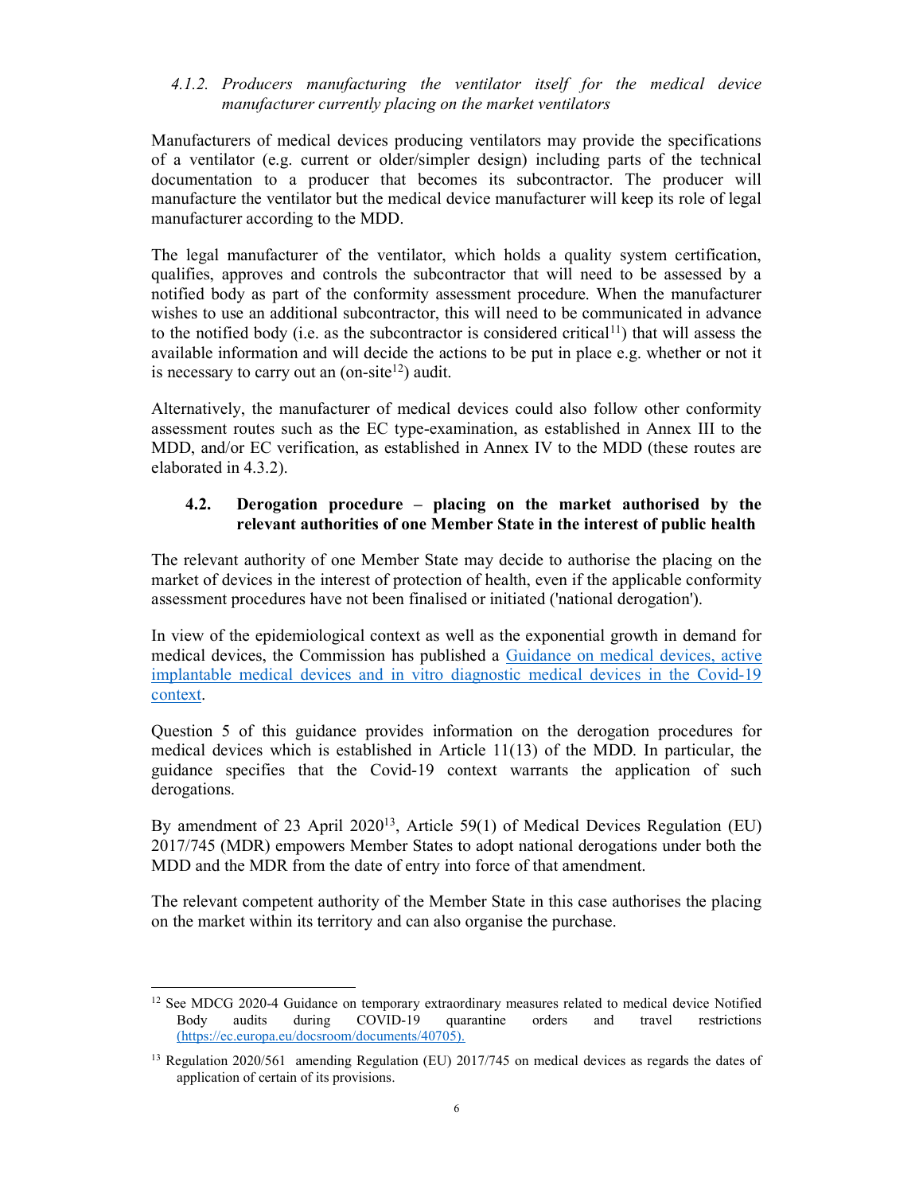#### 4.1.2. *Producers manufacturing the ventilator itself for the medical device manufacturer currently placing on the market ventilators*

Manufacturers of medical devices producing ventilators may provide the specifications of a ventilator (e.g. current or older/simpler design) including parts of the technical documentation to a producer that becomes its subcontractor. The producer will manufacture the ventilator but the medical device manufacturer will keep its role of legal manufacturer according to the MDD.

The legal manufacturer of the ventilator, which holds a quality system certification, qualifies, approves and controls the subcontractor that will need to be assessed by a notified body as part of the conformity assessment procedure. When the manufacturer wishes to use an additional subcontractor, this will need to be communicated in advance to the notified body (i.e. as the subcontractor is considered critical[11]) that will assess the available information and will decide the actions to be put in place e.g. whether or not it is necessary to carry out an (on-site[12]) audit.

Alternatively, the manufacturer of medical devices could also follow other conformity assessment routes such as the EC type-examination, as established in Annex III to the MDD, and/or EC verification, as established in Annex IV to the MDD (these routes are elaborated in 4.3.2).

### 4.2. Derogation procedure – placing on the market authorised by the relevant authorities of one Member State in the interest of public health

The relevant authority of one Member State may decide to authorise the placing on the market of devices in the interest of protection of health, even if the applicable conformity assessment procedures have not been finalised or initiated ('national derogation').

In view of the epidemiological context as well as the exponential growth in demand for medical devices, the Commission has published a Guidance on medical devices, active implantable medical devices and in vitro diagnostic medical devices in the Covid-19 context.

Question 5 of this guidance provides information on the derogation procedures for medical devices which is established in Article 11(13) of the MDD. In particular, the guidance specifies that the Covid-19 context warrants the application of such derogations.

By amendment of 23 April 2020[13], Article 59(1) of Medical Devices Regulation (EU) 2017/745 (MDR) empowers Member States to adopt national derogations under both the MDD and the MDR from the date of entry into force of that amendment.

The relevant competent authority of the Member State in this case authorises the placing on the market within its territory and can also organise the purchase.

---

[12] See MDCG 2020-4 Guidance on temporary extraordinary measures related to medical device Notified Body audits during COVID-19 quarantine orders and travel restrictions (https://ec.europa.eu/docsroom/documents/40705).

[13] Regulation 2020/561 amending Regulation (EU) 2017/745 on medical devices as regards the dates of application of certain of its provisions.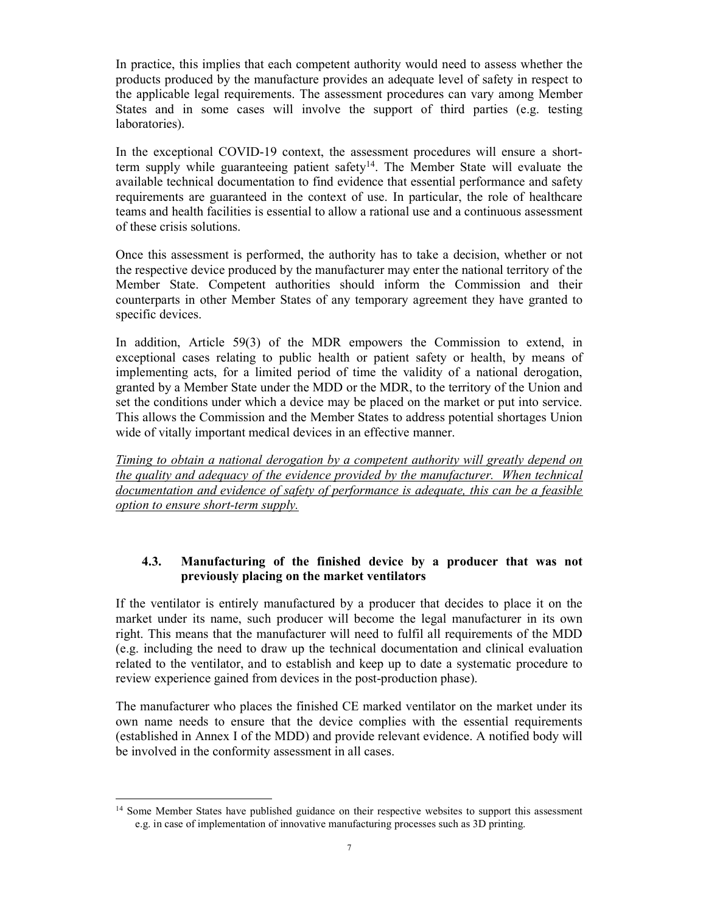In practice, this implies that each competent authority would need to assess whether the products produced by the manufacture provides an adequate level of safety in respect to the applicable legal requirements. The assessment procedures can vary among Member States and in some cases will involve the support of third parties (e.g. testing laboratories).

In the exceptional COVID-19 context, the assessment procedures will ensure a short-term supply while guaranteeing patient safety[14]. The Member State will evaluate the available technical documentation to find evidence that essential performance and safety requirements are guaranteed in the context of use. In particular, the role of healthcare teams and health facilities is essential to allow a rational use and a continuous assessment of these crisis solutions.

Once this assessment is performed, the authority has to take a decision, whether or not the respective device produced by the manufacturer may enter the national territory of the Member State. Competent authorities should inform the Commission and their counterparts in other Member States of any temporary agreement they have granted to specific devices.

In addition, Article 59(3) of the MDR empowers the Commission to extend, in exceptional cases relating to public health or patient safety or health, by means of implementing acts, for a limited period of time the validity of a national derogation, granted by a Member State under the MDD or the MDR, to the territory of the Union and set the conditions under which a device may be placed on the market or put into service. This allows the Commission and the Member States to address potential shortages Union wide of vitally important medical devices in an effective manner.

*Timing to obtain a national derogation by a competent authority will greatly depend on the quality and adequacy of the evidence provided by the manufacturer. When technical documentation and evidence of safety of performance is adequate, this can be a feasible option to ensure short-term supply.*

### 4.3. Manufacturing of the finished device by a producer that was not previously placing on the market ventilators

If the ventilator is entirely manufactured by a producer that decides to place it on the market under its name, such producer will become the legal manufacturer in its own right. This means that the manufacturer will need to fulfil all requirements of the MDD (e.g. including the need to draw up the technical documentation and clinical evaluation related to the ventilator, and to establish and keep up to date a systematic procedure to review experience gained from devices in the post-production phase).

The manufacturer who places the finished CE marked ventilator on the market under its own name needs to ensure that the device complies with the essential requirements (established in Annex I of the MDD) and provide relevant evidence. A notified body will be involved in the conformity assessment in all cases.

[14] Some Member States have published guidance on their respective websites to support this assessment e.g. in case of implementation of innovative manufacturing processes such as 3D printing.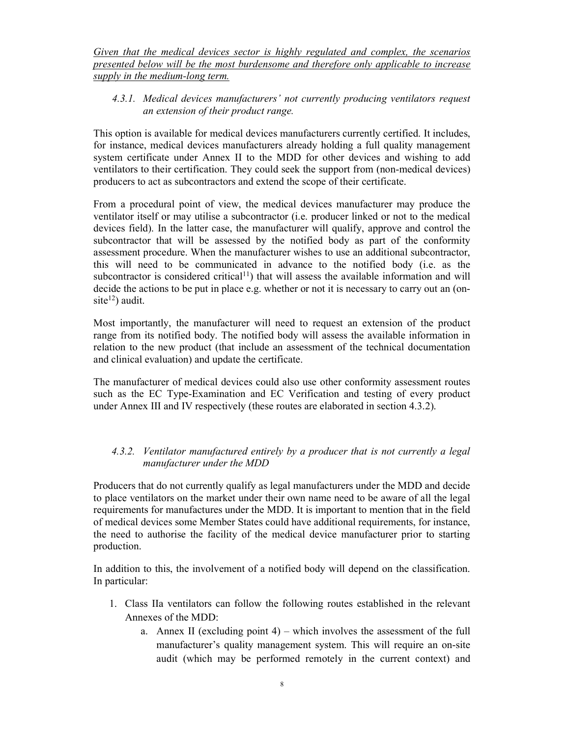*Given that the medical devices sector is highly regulated and complex, the scenarios presented below will be the most burdensome and therefore only applicable to increase supply in the medium-long term.*

#### *4.3.1. Medical devices manufacturers' not currently producing ventilators request an extension of their product range.*

This option is available for medical devices manufacturers currently certified. It includes, for instance, medical devices manufacturers already holding a full quality management system certificate under Annex II to the MDD for other devices and wishing to add ventilators to their certification. They could seek the support from (non-medical devices) producers to act as subcontractors and extend the scope of their certificate.

From a procedural point of view, the medical devices manufacturer may produce the ventilator itself or may utilise a subcontractor (i.e. producer linked or not to the medical devices field). In the latter case, the manufacturer will qualify, approve and control the subcontractor that will be assessed by the notified body as part of the conformity assessment procedure. When the manufacturer wishes to use an additional subcontractor, this will need to be communicated in advance to the notified body (i.e. as the subcontractor is considered critical[11]) that will assess the available information and will decide the actions to be put in place e.g. whether or not it is necessary to carry out an (on-site[12]) audit.

Most importantly, the manufacturer will need to request an extension of the product range from its notified body. The notified body will assess the available information in relation to the new product (that include an assessment of the technical documentation and clinical evaluation) and update the certificate.

The manufacturer of medical devices could also use other conformity assessment routes such as the EC Type-Examination and EC Verification and testing of every product under Annex III and IV respectively (these routes are elaborated in section 4.3.2).

#### *4.3.2. Ventilator manufactured entirely by a producer that is not currently a legal manufacturer under the MDD*

Producers that do not currently qualify as legal manufacturers under the MDD and decide to place ventilators on the market under their own name need to be aware of all the legal requirements for manufactures under the MDD. It is important to mention that in the field of medical devices some Member States could have additional requirements, for instance, the need to authorise the facility of the medical device manufacturer prior to starting production.

In addition to this, the involvement of a notified body will depend on the classification. In particular:

1. Class IIa ventilators can follow the following routes established in the relevant Annexes of the MDD:
    a. Annex II (excluding point 4) – which involves the assessment of the full manufacturer's quality management system. This will require an on-site audit (which may be performed remotely in the current context) and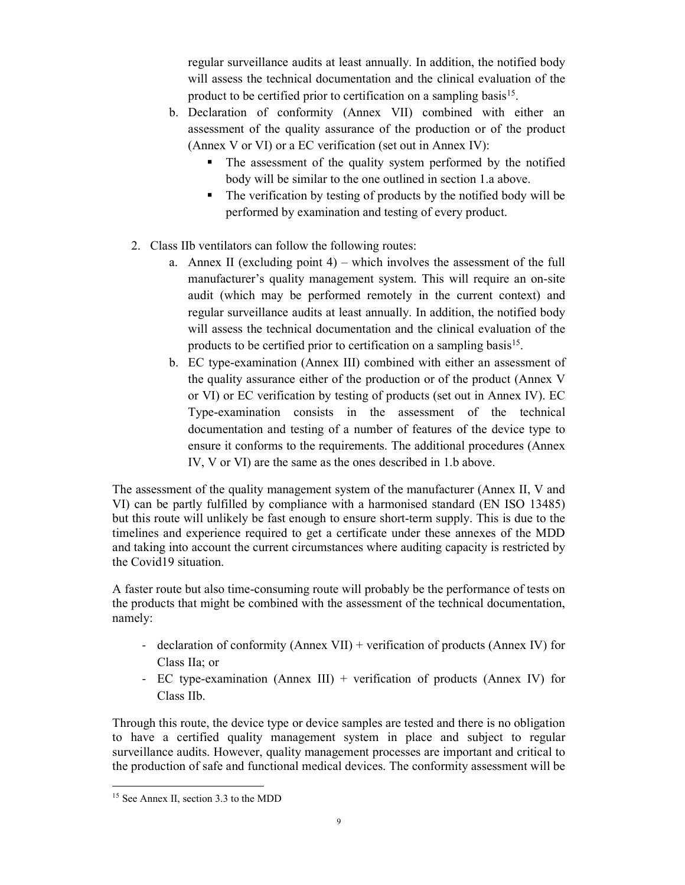regular surveillance audits at least annually. In addition, the notified body will assess the technical documentation and the clinical evaluation of the product to be certified prior to certification on a sampling basis[15].

   b. Declaration of conformity (Annex VII) combined with either an assessment of the quality assurance of the production or of the product (Annex V or VI) or a EC verification (set out in Annex IV):
      - The assessment of the quality system performed by the notified body will be similar to the one outlined in section 1.a above.
      - The verification by testing of products by the notified body will be performed by examination and testing of every product.

2. Class IIb ventilators can follow the following routes:
   a. Annex II (excluding point 4) – which involves the assessment of the full manufacturer's quality management system. This will require an on-site audit (which may be performed remotely in the current context) and regular surveillance audits at least annually. In addition, the notified body will assess the technical documentation and the clinical evaluation of the products to be certified prior to certification on a sampling basis[15].
   b. EC type-examination (Annex III) combined with either an assessment of the quality assurance either of the production or of the product (Annex V or VI) or EC verification by testing of products (set out in Annex IV). EC Type-examination consists in the assessment of the technical documentation and testing of a number of features of the device type to ensure it conforms to the requirements. The additional procedures (Annex IV, V or VI) are the same as the ones described in 1.b above.

The assessment of the quality management system of the manufacturer (Annex II, V and VI) can be partly fulfilled by compliance with a harmonised standard (EN ISO 13485) but this route will unlikely be fast enough to ensure short-term supply. This is due to the timelines and experience required to get a certificate under these annexes of the MDD and taking into account the current circumstances where auditing capacity is restricted by the Covid19 situation.

A faster route but also time-consuming route will probably be the performance of tests on the products that might be combined with the assessment of the technical documentation, namely:

- declaration of conformity (Annex VII) + verification of products (Annex IV) for Class IIa; or
- EC type-examination (Annex III) + verification of products (Annex IV) for Class IIb.

Through this route, the device type or device samples are tested and there is no obligation to have a certified quality management system in place and subject to regular surveillance audits. However, quality management processes are important and critical to the production of safe and functional medical devices. The conformity assessment will be

[15] See Annex II, section 3.3 to the MDD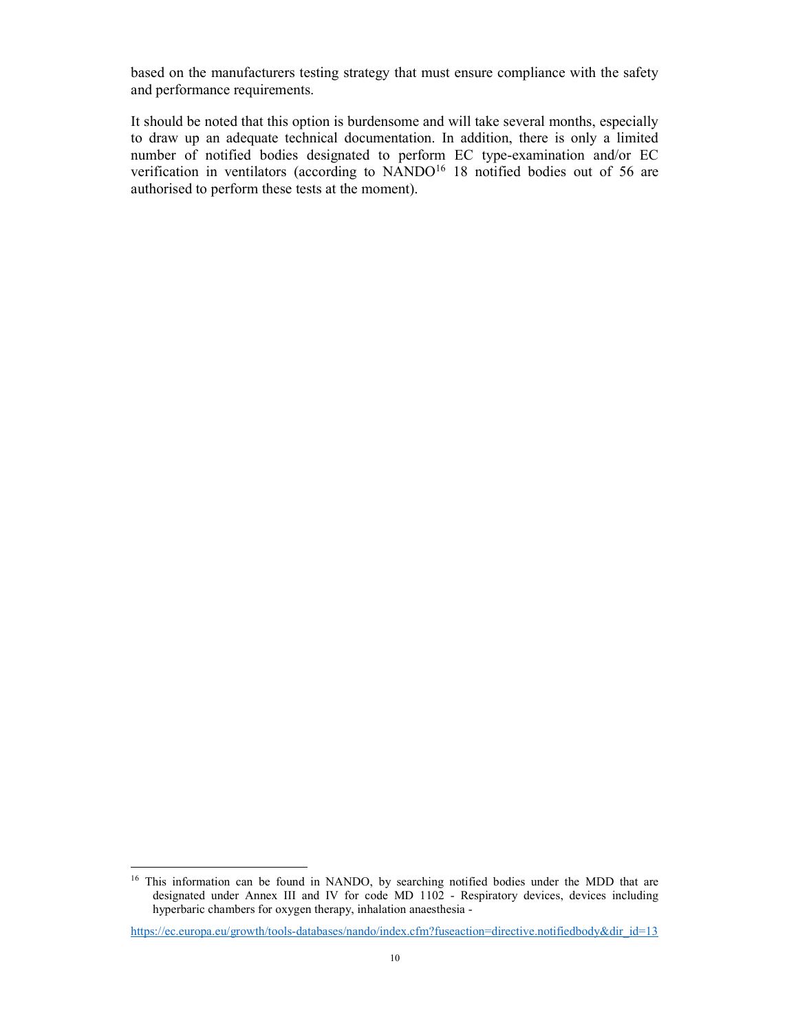based on the manufacturers testing strategy that must ensure compliance with the safety and performance requirements.

It should be noted that this option is burdensome and will take several months, especially to draw up an adequate technical documentation. In addition, there is only a limited number of notified bodies designated to perform EC type-examination and/or EC verification in ventilators (according to NANDO[16] 18 notified bodies out of 56 are authorised to perform these tests at the moment).

---

[16] This information can be found in NANDO, by searching notified bodies under the MDD that are designated under Annex III and IV for code MD 1102 - Respiratory devices, devices including hyperbaric chambers for oxygen therapy, inhalation anaesthesia -

https://ec.europa.eu/growth/tools-databases/nando/index.cfm?fuseaction=directive.notifiedbody&dir_id=13